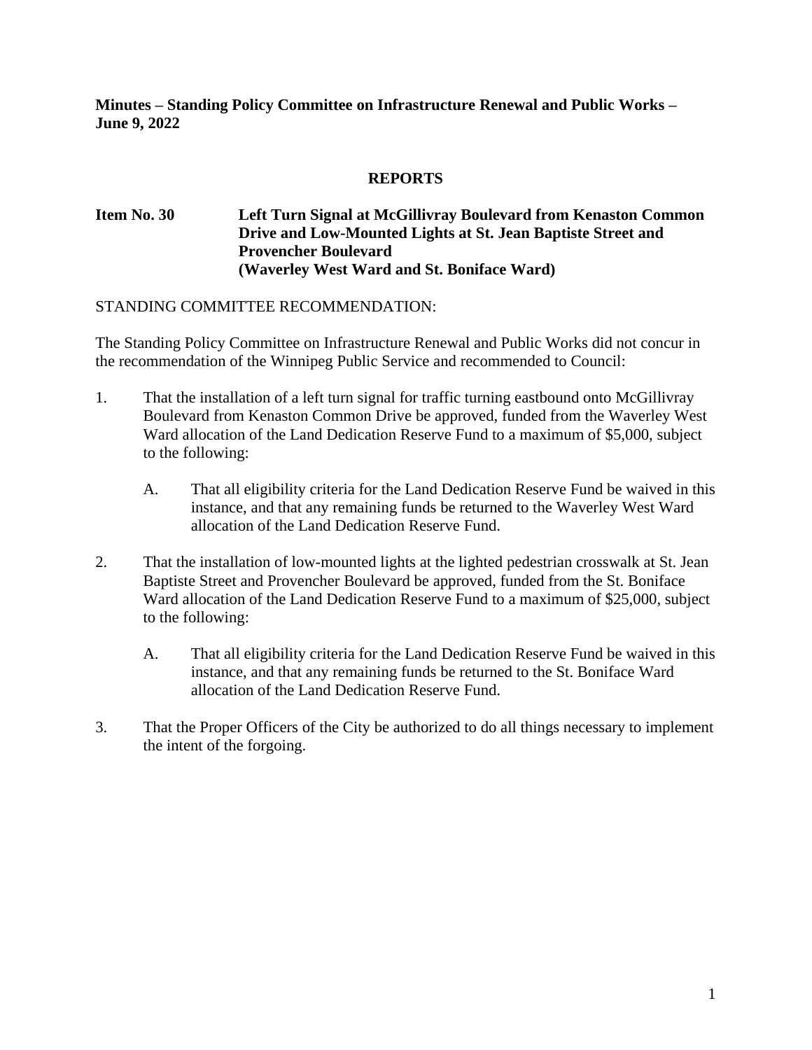**Minutes – Standing Policy Committee on Infrastructure Renewal and Public Works – June 9, 2022**

## REPORTS

**Item No. 30 Left Turn Signal at McGillivray Boulevard from Kenaston Common Drive and Low-Mounted Lights at St. Jean Baptiste Street and Provencher Boulevard (Waverley West Ward and St. Boniface Ward)**

STANDING COMMITTEE RECOMMENDATION:

The Standing Policy Committee on Infrastructure Renewal and Public Works did not concur in the recommendation of the Winnipeg Public Service and recommended to Council:

1. That the installation of a left turn signal for traffic turning eastbound onto McGillivray Boulevard from Kenaston Common Drive be approved, funded from the Waverley West Ward allocation of the Land Dedication Reserve Fund to a maximum of $5,000, subject to the following:

   A. That all eligibility criteria for the Land Dedication Reserve Fund be waived in this instance, and that any remaining funds be returned to the Waverley West Ward allocation of the Land Dedication Reserve Fund.

2. That the installation of low-mounted lights at the lighted pedestrian crosswalk at St. Jean Baptiste Street and Provencher Boulevard be approved, funded from the St. Boniface Ward allocation of the Land Dedication Reserve Fund to a maximum of $25,000, subject to the following:

   A. That all eligibility criteria for the Land Dedication Reserve Fund be waived in this instance, and that any remaining funds be returned to the St. Boniface Ward allocation of the Land Dedication Reserve Fund.

3. That the Proper Officers of the City be authorized to do all things necessary to implement the intent of the forgoing.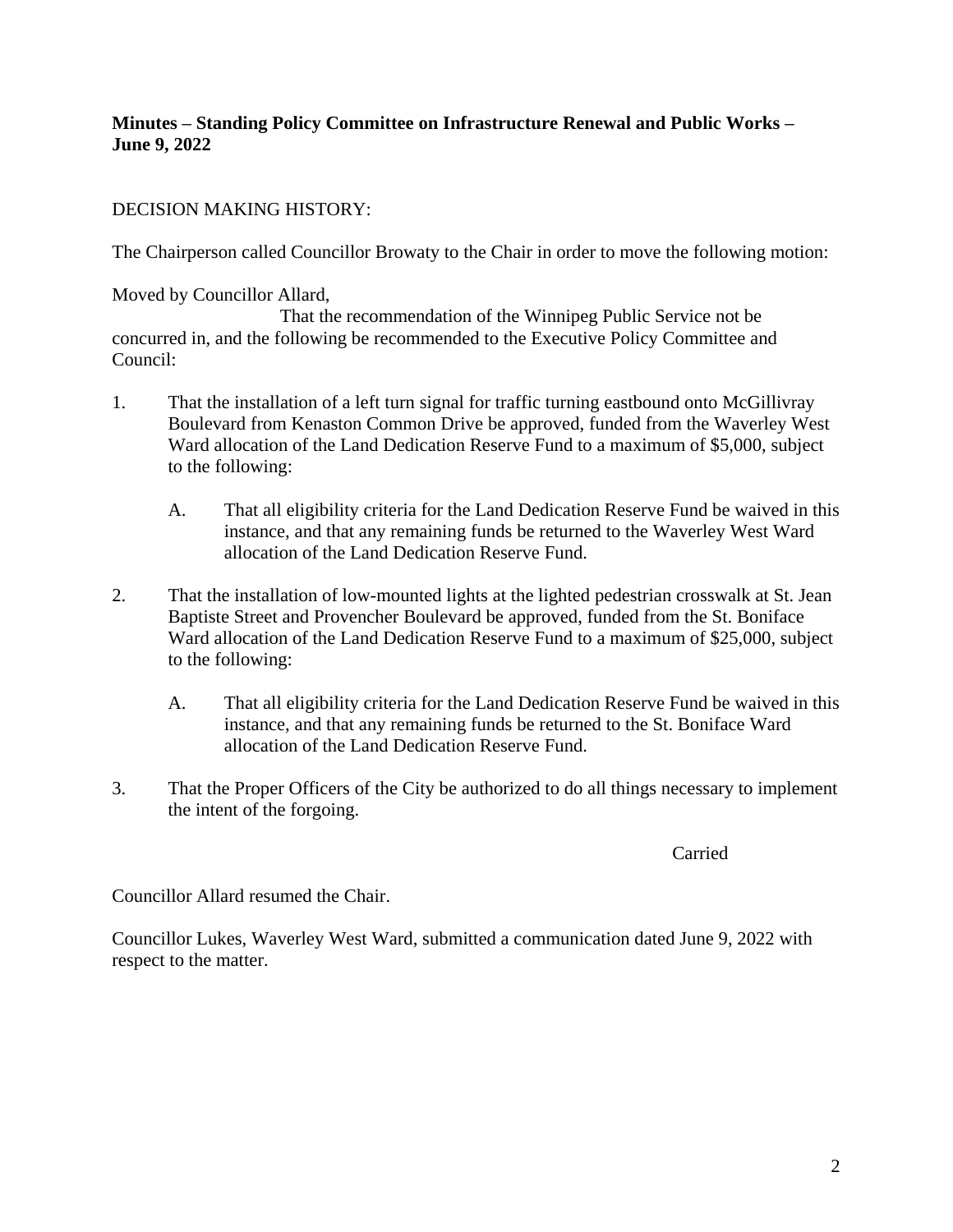**Minutes – Standing Policy Committee on Infrastructure Renewal and Public Works – June 9, 2022**

DECISION MAKING HISTORY:

The Chairperson called Councillor Browaty to the Chair in order to move the following motion:

Moved by Councillor Allard,

That the recommendation of the Winnipeg Public Service not be concurred in, and the following be recommended to the Executive Policy Committee and Council:

1. That the installation of a left turn signal for traffic turning eastbound onto McGillivray Boulevard from Kenaston Common Drive be approved, funded from the Waverley West Ward allocation of the Land Dedication Reserve Fund to a maximum of $5,000, subject to the following:

   A. That all eligibility criteria for the Land Dedication Reserve Fund be waived in this instance, and that any remaining funds be returned to the Waverley West Ward allocation of the Land Dedication Reserve Fund.

2. That the installation of low-mounted lights at the lighted pedestrian crosswalk at St. Jean Baptiste Street and Provencher Boulevard be approved, funded from the St. Boniface Ward allocation of the Land Dedication Reserve Fund to a maximum of $25,000, subject to the following:

   A. That all eligibility criteria for the Land Dedication Reserve Fund be waived in this instance, and that any remaining funds be returned to the St. Boniface Ward allocation of the Land Dedication Reserve Fund.

3. That the Proper Officers of the City be authorized to do all things necessary to implement the intent of the forgoing.

Carried

Councillor Allard resumed the Chair.

Councillor Lukes, Waverley West Ward, submitted a communication dated June 9, 2022 with respect to the matter.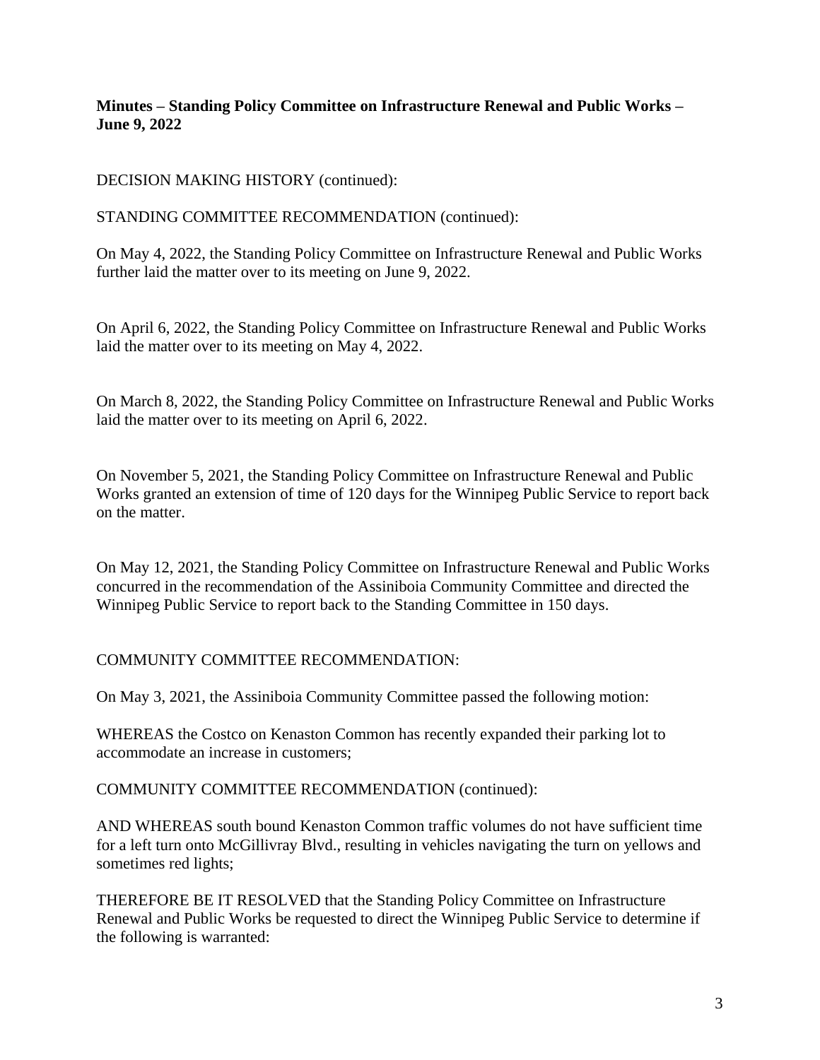**Minutes – Standing Policy Committee on Infrastructure Renewal and Public Works – June 9, 2022**

DECISION MAKING HISTORY (continued):

STANDING COMMITTEE RECOMMENDATION (continued):

On May 4, 2022, the Standing Policy Committee on Infrastructure Renewal and Public Works further laid the matter over to its meeting on June 9, 2022.

On April 6, 2022, the Standing Policy Committee on Infrastructure Renewal and Public Works laid the matter over to its meeting on May 4, 2022.

On March 8, 2022, the Standing Policy Committee on Infrastructure Renewal and Public Works laid the matter over to its meeting on April 6, 2022.

On November 5, 2021, the Standing Policy Committee on Infrastructure Renewal and Public Works granted an extension of time of 120 days for the Winnipeg Public Service to report back on the matter.

On May 12, 2021, the Standing Policy Committee on Infrastructure Renewal and Public Works concurred in the recommendation of the Assiniboia Community Committee and directed the Winnipeg Public Service to report back to the Standing Committee in 150 days.

COMMUNITY COMMITTEE RECOMMENDATION:

On May 3, 2021, the Assiniboia Community Committee passed the following motion:

WHEREAS the Costco on Kenaston Common has recently expanded their parking lot to accommodate an increase in customers;

COMMUNITY COMMITTEE RECOMMENDATION (continued):

AND WHEREAS south bound Kenaston Common traffic volumes do not have sufficient time for a left turn onto McGillivray Blvd., resulting in vehicles navigating the turn on yellows and sometimes red lights;

THEREFORE BE IT RESOLVED that the Standing Policy Committee on Infrastructure Renewal and Public Works be requested to direct the Winnipeg Public Service to determine if the following is warranted: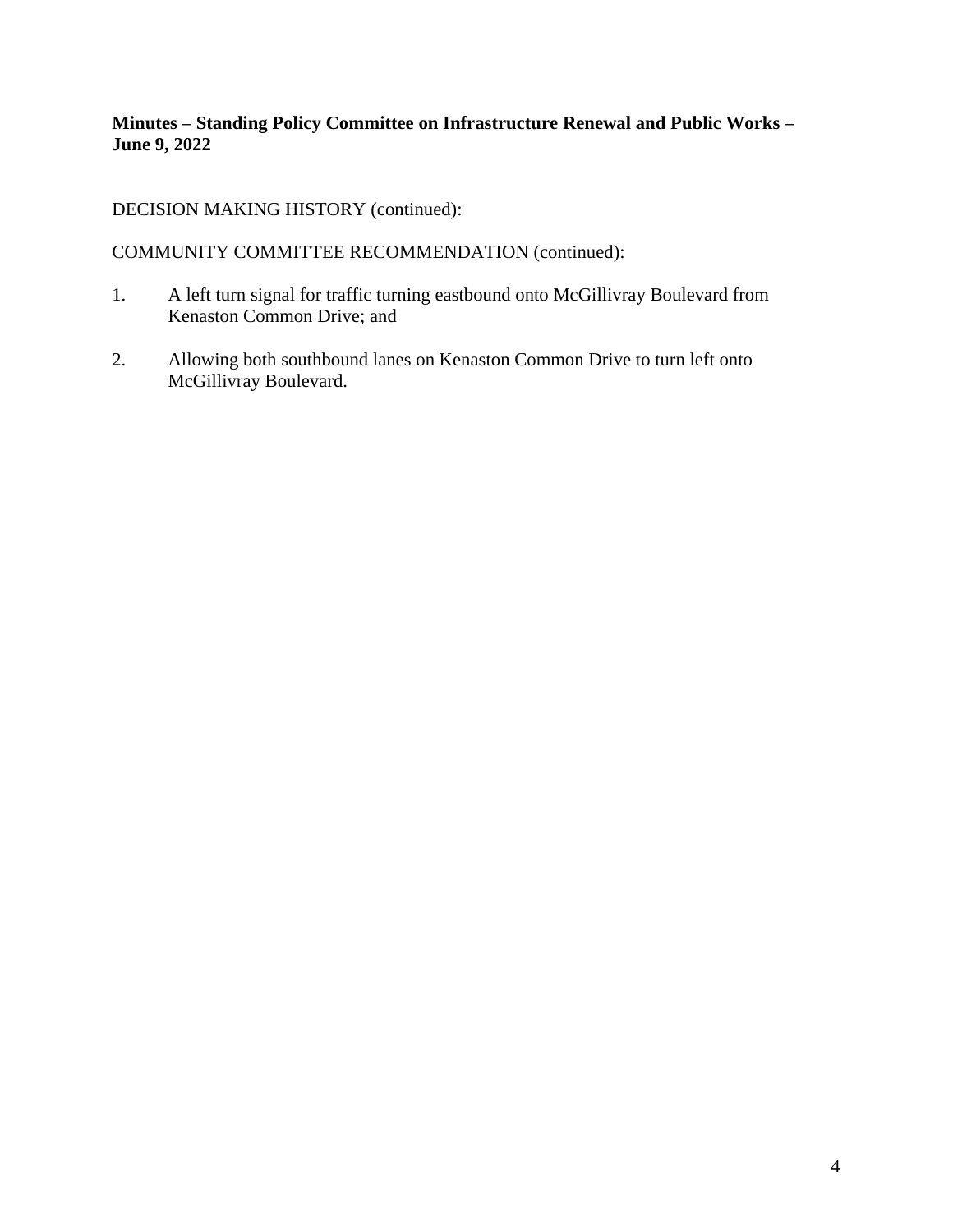**Minutes – Standing Policy Committee on Infrastructure Renewal and Public Works – June 9, 2022**

DECISION MAKING HISTORY (continued):

COMMUNITY COMMITTEE RECOMMENDATION (continued):

1. A left turn signal for traffic turning eastbound onto McGillivray Boulevard from Kenaston Common Drive; and

2. Allowing both southbound lanes on Kenaston Common Drive to turn left onto McGillivray Boulevard.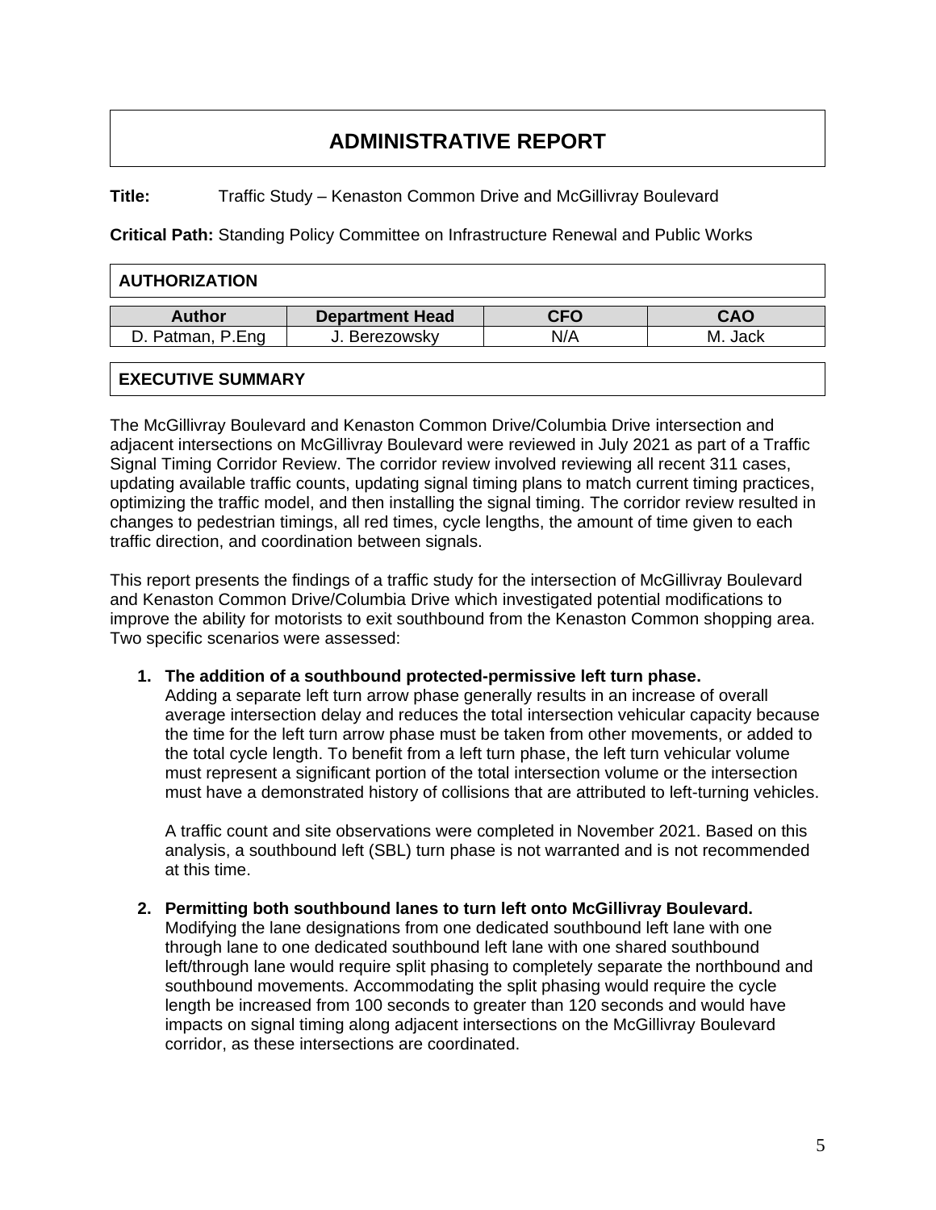# ADMINISTRATIVE REPORT

**Title:** Traffic Study – Kenaston Common Drive and McGillivray Boulevard

**Critical Path:** Standing Policy Committee on Infrastructure Renewal and Public Works

## AUTHORIZATION

| Author | Department Head | CFO | CAO |
|---|---|---|---|
| D. Patman, P.Eng | J. Berezowsky | N/A | M. Jack |

## EXECUTIVE SUMMARY

The McGillivray Boulevard and Kenaston Common Drive/Columbia Drive intersection and adjacent intersections on McGillivray Boulevard were reviewed in July 2021 as part of a Traffic Signal Timing Corridor Review. The corridor review involved reviewing all recent 311 cases, updating available traffic counts, updating signal timing plans to match current timing practices, optimizing the traffic model, and then installing the signal timing. The corridor review resulted in changes to pedestrian timings, all red times, cycle lengths, the amount of time given to each traffic direction, and coordination between signals.

This report presents the findings of a traffic study for the intersection of McGillivray Boulevard and Kenaston Common Drive/Columbia Drive which investigated potential modifications to improve the ability for motorists to exit southbound from the Kenaston Common shopping area. Two specific scenarios were assessed:

1. **The addition of a southbound protected-permissive left turn phase.**
   Adding a separate left turn arrow phase generally results in an increase of overall average intersection delay and reduces the total intersection vehicular capacity because the time for the left turn arrow phase must be taken from other movements, or added to the total cycle length. To benefit from a left turn phase, the left turn vehicular volume must represent a significant portion of the total intersection volume or the intersection must have a demonstrated history of collisions that are attributed to left-turning vehicles.

   A traffic count and site observations were completed in November 2021. Based on this analysis, a southbound left (SBL) turn phase is not warranted and is not recommended at this time.

2. **Permitting both southbound lanes to turn left onto McGillivray Boulevard.**
   Modifying the lane designations from one dedicated southbound left lane with one through lane to one dedicated southbound left lane with one shared southbound left/through lane would require split phasing to completely separate the northbound and southbound movements. Accommodating the split phasing would require the cycle length be increased from 100 seconds to greater than 120 seconds and would have impacts on signal timing along adjacent intersections on the McGillivray Boulevard corridor, as these intersections are coordinated.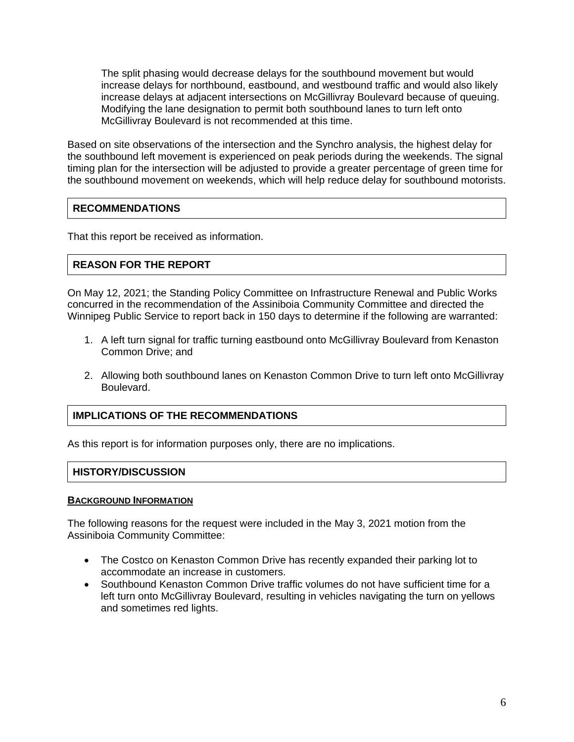The split phasing would decrease delays for the southbound movement but would increase delays for northbound, eastbound, and westbound traffic and would also likely increase delays at adjacent intersections on McGillivray Boulevard because of queuing. Modifying the lane designation to permit both southbound lanes to turn left onto McGillivray Boulevard is not recommended at this time.

Based on site observations of the intersection and the Synchro analysis, the highest delay for the southbound left movement is experienced on peak periods during the weekends. The signal timing plan for the intersection will be adjusted to provide a greater percentage of green time for the southbound movement on weekends, which will help reduce delay for southbound motorists.

## RECOMMENDATIONS

That this report be received as information.

## REASON FOR THE REPORT

On May 12, 2021; the Standing Policy Committee on Infrastructure Renewal and Public Works concurred in the recommendation of the Assiniboia Community Committee and directed the Winnipeg Public Service to report back in 150 days to determine if the following are warranted:

1. A left turn signal for traffic turning eastbound onto McGillivray Boulevard from Kenaston Common Drive; and

2. Allowing both southbound lanes on Kenaston Common Drive to turn left onto McGillivray Boulevard.

## IMPLICATIONS OF THE RECOMMENDATIONS

As this report is for information purposes only, there are no implications.

## HISTORY/DISCUSSION

### BACKGROUND INFORMATION

The following reasons for the request were included in the May 3, 2021 motion from the Assiniboia Community Committee:

- The Costco on Kenaston Common Drive has recently expanded their parking lot to accommodate an increase in customers.
- Southbound Kenaston Common Drive traffic volumes do not have sufficient time for a left turn onto McGillivray Boulevard, resulting in vehicles navigating the turn on yellows and sometimes red lights.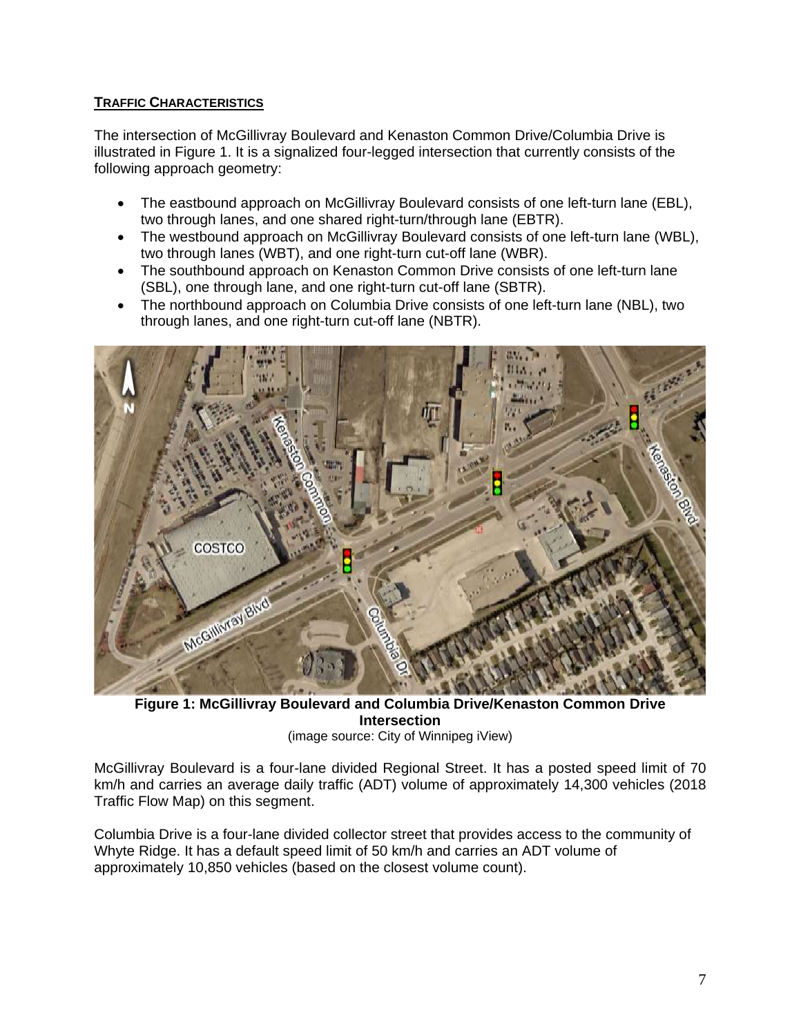## TRAFFIC CHARACTERISTICS

The intersection of McGillivray Boulevard and Kenaston Common Drive/Columbia Drive is illustrated in Figure 1. It is a signalized four-legged intersection that currently consists of the following approach geometry:

- The eastbound approach on McGillivray Boulevard consists of one left-turn lane (EBL), two through lanes, and one shared right-turn/through lane (EBTR).
- The westbound approach on McGillivray Boulevard consists of one left-turn lane (WBL), two through lanes (WBT), and one right-turn cut-off lane (WBR).
- The southbound approach on Kenaston Common Drive consists of one left-turn lane (SBL), one through lane, and one right-turn cut-off lane (SBTR).
- The northbound approach on Columbia Drive consists of one left-turn lane (NBL), two through lanes, and one right-turn cut-off lane (NBTR).

**Figure 1: McGillivray Boulevard and Columbia Drive/Kenaston Common Drive Intersection**
(image source: City of Winnipeg iView)

McGillivray Boulevard is a four-lane divided Regional Street. It has a posted speed limit of 70 km/h and carries an average daily traffic (ADT) volume of approximately 14,300 vehicles (2018 Traffic Flow Map) on this segment.

Columbia Drive is a four-lane divided collector street that provides access to the community of Whyte Ridge. It has a default speed limit of 50 km/h and carries an ADT volume of approximately 10,850 vehicles (based on the closest volume count).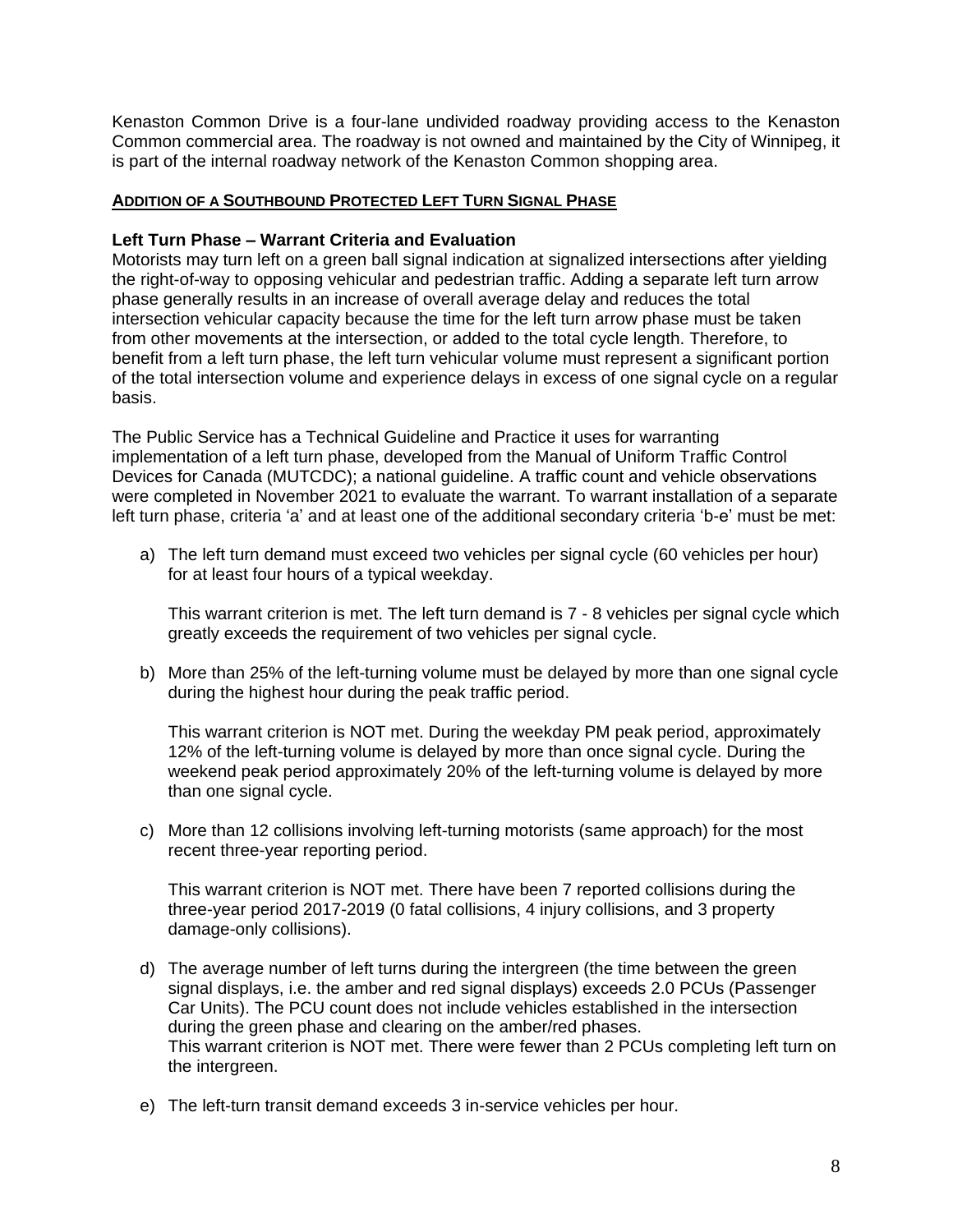Kenaston Common Drive is a four-lane undivided roadway providing access to the Kenaston Common commercial area. The roadway is not owned and maintained by the City of Winnipeg, it is part of the internal roadway network of the Kenaston Common shopping area.

## ADDITION OF A SOUTHBOUND PROTECTED LEFT TURN SIGNAL PHASE

### Left Turn Phase – Warrant Criteria and Evaluation

Motorists may turn left on a green ball signal indication at signalized intersections after yielding the right-of-way to opposing vehicular and pedestrian traffic. Adding a separate left turn arrow phase generally results in an increase of overall average delay and reduces the total intersection vehicular capacity because the time for the left turn arrow phase must be taken from other movements at the intersection, or added to the total cycle length. Therefore, to benefit from a left turn phase, the left turn vehicular volume must represent a significant portion of the total intersection volume and experience delays in excess of one signal cycle on a regular basis.

The Public Service has a Technical Guideline and Practice it uses for warranting implementation of a left turn phase, developed from the Manual of Uniform Traffic Control Devices for Canada (MUTCDC); a national guideline. A traffic count and vehicle observations were completed in November 2021 to evaluate the warrant. To warrant installation of a separate left turn phase, criteria 'a' and at least one of the additional secondary criteria 'b-e' must be met:

a) The left turn demand must exceed two vehicles per signal cycle (60 vehicles per hour) for at least four hours of a typical weekday.

   This warrant criterion is met. The left turn demand is 7 - 8 vehicles per signal cycle which greatly exceeds the requirement of two vehicles per signal cycle.

b) More than 25% of the left-turning volume must be delayed by more than one signal cycle during the highest hour during the peak traffic period.

   This warrant criterion is NOT met. During the weekday PM peak period, approximately 12% of the left-turning volume is delayed by more than once signal cycle. During the weekend peak period approximately 20% of the left-turning volume is delayed by more than one signal cycle.

c) More than 12 collisions involving left-turning motorists (same approach) for the most recent three-year reporting period.

   This warrant criterion is NOT met. There have been 7 reported collisions during the three-year period 2017-2019 (0 fatal collisions, 4 injury collisions, and 3 property damage-only collisions).

d) The average number of left turns during the intergreen (the time between the green signal displays, i.e. the amber and red signal displays) exceeds 2.0 PCUs (Passenger Car Units). The PCU count does not include vehicles established in the intersection during the green phase and clearing on the amber/red phases.
   This warrant criterion is NOT met. There were fewer than 2 PCUs completing left turn on the intergreen.

e) The left-turn transit demand exceeds 3 in-service vehicles per hour.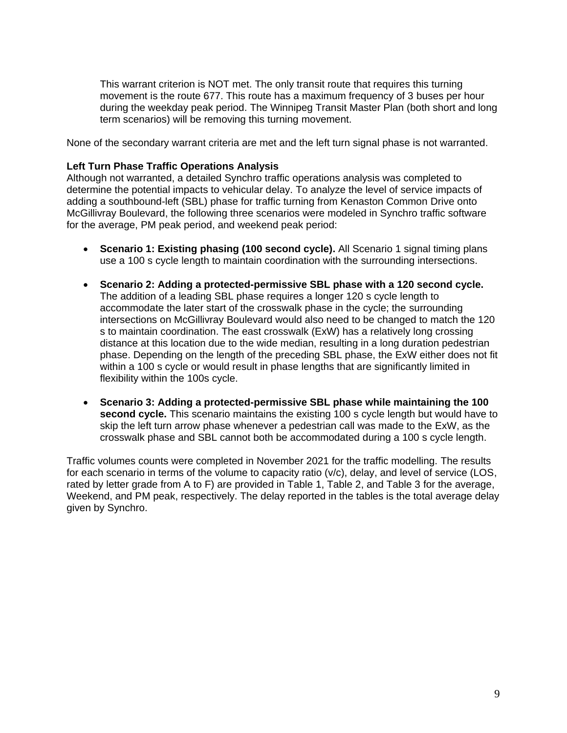This warrant criterion is NOT met. The only transit route that requires this turning movement is the route 677. This route has a maximum frequency of 3 buses per hour during the weekday peak period. The Winnipeg Transit Master Plan (both short and long term scenarios) will be removing this turning movement.

None of the secondary warrant criteria are met and the left turn signal phase is not warranted.

**Left Turn Phase Traffic Operations Analysis**

Although not warranted, a detailed Synchro traffic operations analysis was completed to determine the potential impacts to vehicular delay. To analyze the level of service impacts of adding a southbound-left (SBL) phase for traffic turning from Kenaston Common Drive onto McGillivray Boulevard, the following three scenarios were modeled in Synchro traffic software for the average, PM peak period, and weekend peak period:

- **Scenario 1: Existing phasing (100 second cycle).** All Scenario 1 signal timing plans use a 100 s cycle length to maintain coordination with the surrounding intersections.

- **Scenario 2: Adding a protected-permissive SBL phase with a 120 second cycle.** The addition of a leading SBL phase requires a longer 120 s cycle length to accommodate the later start of the crosswalk phase in the cycle; the surrounding intersections on McGillivray Boulevard would also need to be changed to match the 120 s to maintain coordination. The east crosswalk (ExW) has a relatively long crossing distance at this location due to the wide median, resulting in a long duration pedestrian phase. Depending on the length of the preceding SBL phase, the ExW either does not fit within a 100 s cycle or would result in phase lengths that are significantly limited in flexibility within the 100s cycle.

- **Scenario 3: Adding a protected-permissive SBL phase while maintaining the 100 second cycle.** This scenario maintains the existing 100 s cycle length but would have to skip the left turn arrow phase whenever a pedestrian call was made to the ExW, as the crosswalk phase and SBL cannot both be accommodated during a 100 s cycle length.

Traffic volumes counts were completed in November 2021 for the traffic modelling. The results for each scenario in terms of the volume to capacity ratio (v/c), delay, and level of service (LOS, rated by letter grade from A to F) are provided in Table 1, Table 2, and Table 3 for the average, Weekend, and PM peak, respectively. The delay reported in the tables is the total average delay given by Synchro.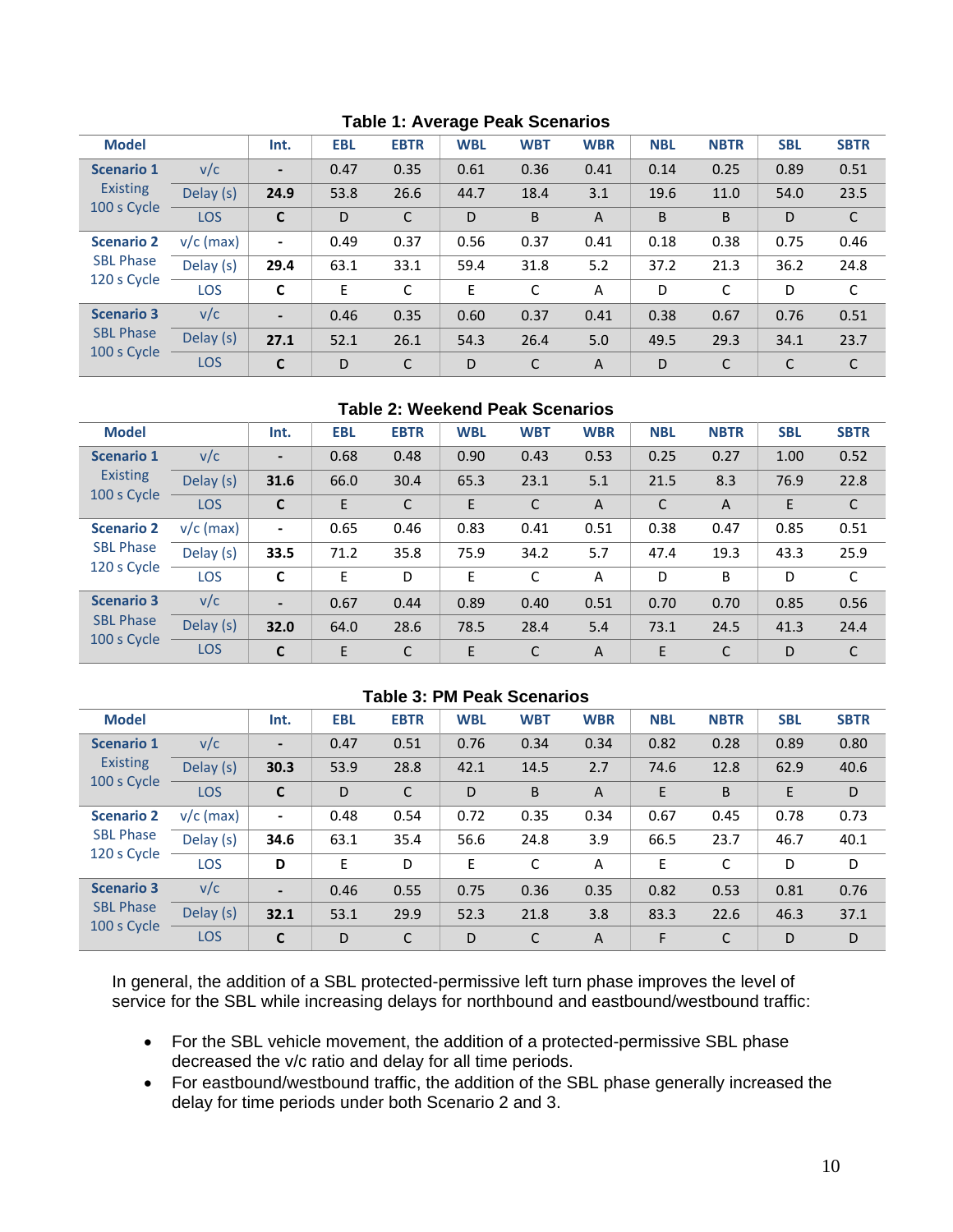**Table 1: Average Peak Scenarios**

| Model | | Int. | EBL | EBTR | WBL | WBT | WBR | NBL | NBTR | SBL | SBTR |
|---|---|---|---|---|---|---|---|---|---|---|---|
| **Scenario 1** | v/c | - | 0.47 | 0.35 | 0.61 | 0.36 | 0.41 | 0.14 | 0.25 | 0.89 | 0.51 |
| Existing | Delay (s) | **24.9** | 53.8 | 26.6 | 44.7 | 18.4 | 3.1 | 19.6 | 11.0 | 54.0 | 23.5 |
| 100 s Cycle | LOS | **C** | D | C | D | B | A | B | B | D | C |
| **Scenario 2** | v/c (max) | - | 0.49 | 0.37 | 0.56 | 0.37 | 0.41 | 0.18 | 0.38 | 0.75 | 0.46 |
| SBL Phase | Delay (s) | **29.4** | 63.1 | 33.1 | 59.4 | 31.8 | 5.2 | 37.2 | 21.3 | 36.2 | 24.8 |
| 120 s Cycle | LOS | **C** | E | C | E | C | A | D | C | D | C |
| **Scenario 3** | v/c | - | 0.46 | 0.35 | 0.60 | 0.37 | 0.41 | 0.38 | 0.67 | 0.76 | 0.51 |
| SBL Phase | Delay (s) | **27.1** | 52.1 | 26.1 | 54.3 | 26.4 | 5.0 | 49.5 | 29.3 | 34.1 | 23.7 |
| 100 s Cycle | LOS | **C** | D | C | D | C | A | D | C | C | C |

**Table 2: Weekend Peak Scenarios**

| Model | | Int. | EBL | EBTR | WBL | WBT | WBR | NBL | NBTR | SBL | SBTR |
|---|---|---|---|---|---|---|---|---|---|---|---|
| **Scenario 1** | v/c | - | 0.68 | 0.48 | 0.90 | 0.43 | 0.53 | 0.25 | 0.27 | 1.00 | 0.52 |
| Existing | Delay (s) | **31.6** | 66.0 | 30.4 | 65.3 | 23.1 | 5.1 | 21.5 | 8.3 | 76.9 | 22.8 |
| 100 s Cycle | LOS | **C** | E | C | E | C | A | C | A | E | C |
| **Scenario 2** | v/c (max) | - | 0.65 | 0.46 | 0.83 | 0.41 | 0.51 | 0.38 | 0.47 | 0.85 | 0.51 |
| SBL Phase | Delay (s) | **33.5** | 71.2 | 35.8 | 75.9 | 34.2 | 5.7 | 47.4 | 19.3 | 43.3 | 25.9 |
| 120 s Cycle | LOS | **C** | E | D | E | C | A | D | B | D | C |
| **Scenario 3** | v/c | - | 0.67 | 0.44 | 0.89 | 0.40 | 0.51 | 0.70 | 0.70 | 0.85 | 0.56 |
| SBL Phase | Delay (s) | **32.0** | 64.0 | 28.6 | 78.5 | 28.4 | 5.4 | 73.1 | 24.5 | 41.3 | 24.4 |
| 100 s Cycle | LOS | **C** | E | C | E | C | A | E | C | D | C |

**Table 3: PM Peak Scenarios**

| Model | | Int. | EBL | EBTR | WBL | WBT | WBR | NBL | NBTR | SBL | SBTR |
|---|---|---|---|---|---|---|---|---|---|---|---|
| **Scenario 1** | v/c | - | 0.47 | 0.51 | 0.76 | 0.34 | 0.34 | 0.82 | 0.28 | 0.89 | 0.80 |
| Existing | Delay (s) | **30.3** | 53.9 | 28.8 | 42.1 | 14.5 | 2.7 | 74.6 | 12.8 | 62.9 | 40.6 |
| 100 s Cycle | LOS | **C** | D | C | D | B | A | E | B | E | D |
| **Scenario 2** | v/c (max) | - | 0.48 | 0.54 | 0.72 | 0.35 | 0.34 | 0.67 | 0.45 | 0.78 | 0.73 |
| SBL Phase | Delay (s) | **34.6** | 63.1 | 35.4 | 56.6 | 24.8 | 3.9 | 66.5 | 23.7 | 46.7 | 40.1 |
| 120 s Cycle | LOS | **D** | E | D | E | C | A | E | C | D | D |
| **Scenario 3** | v/c | - | 0.46 | 0.55 | 0.75 | 0.36 | 0.35 | 0.82 | 0.53 | 0.81 | 0.76 |
| SBL Phase | Delay (s) | **32.1** | 53.1 | 29.9 | 52.3 | 21.8 | 3.8 | 83.3 | 22.6 | 46.3 | 37.1 |
| 100 s Cycle | LOS | **C** | D | C | D | C | A | F | C | D | D |

In general, the addition of a SBL protected-permissive left turn phase improves the level of service for the SBL while increasing delays for northbound and eastbound/westbound traffic:

- For the SBL vehicle movement, the addition of a protected-permissive SBL phase decreased the v/c ratio and delay for all time periods.
- For eastbound/westbound traffic, the addition of the SBL phase generally increased the delay for time periods under both Scenario 2 and 3.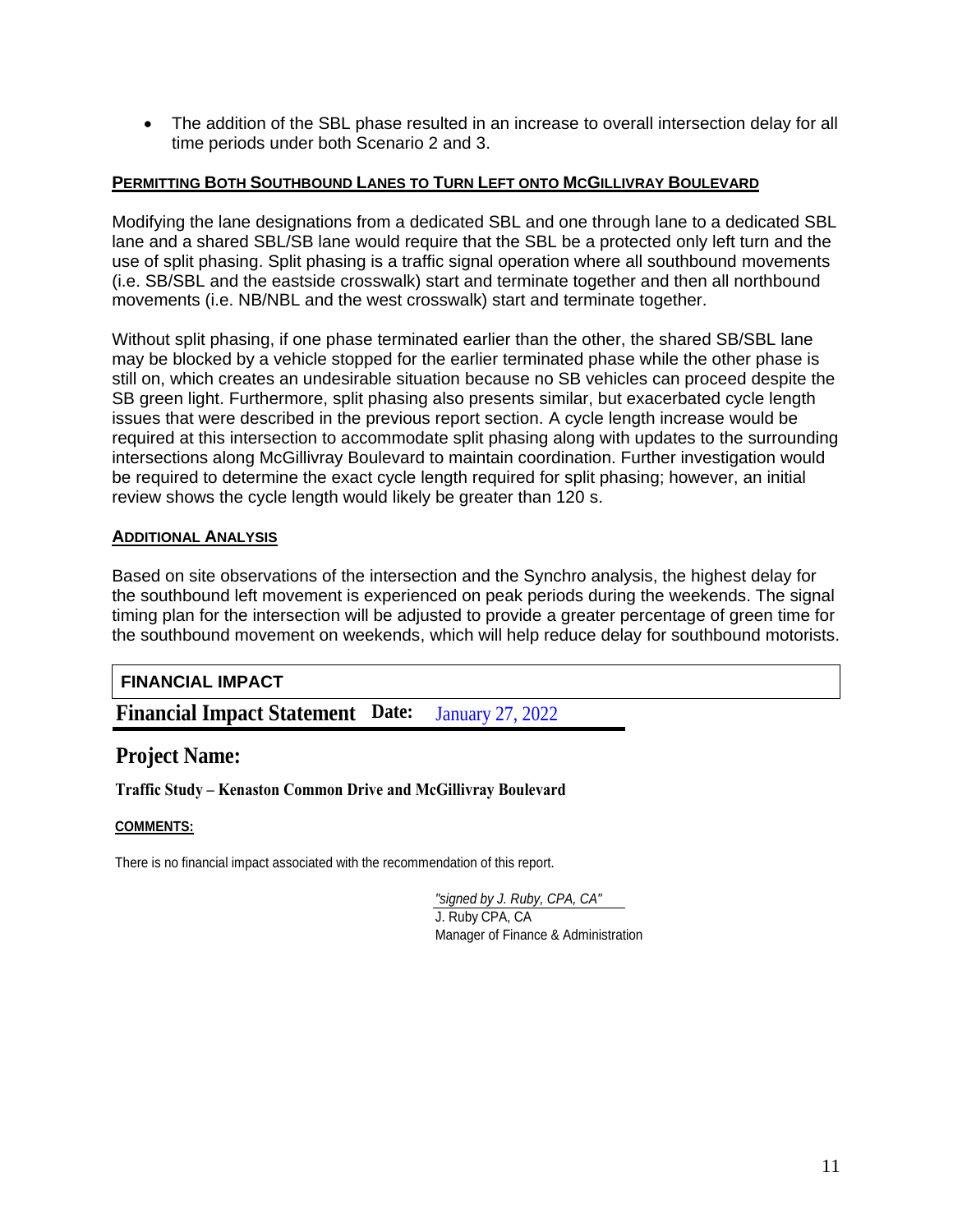- The addition of the SBL phase resulted in an increase to overall intersection delay for all time periods under both Scenario 2 and 3.

### PERMITTING BOTH SOUTHBOUND LANES TO TURN LEFT ONTO MCGILLIVRAY BOULEVARD

Modifying the lane designations from a dedicated SBL and one through lane to a dedicated SBL lane and a shared SBL/SB lane would require that the SBL be a protected only left turn and the use of split phasing. Split phasing is a traffic signal operation where all southbound movements (i.e. SB/SBL and the eastside crosswalk) start and terminate together and then all northbound movements (i.e. NB/NBL and the west crosswalk) start and terminate together.

Without split phasing, if one phase terminated earlier than the other, the shared SB/SBL lane may be blocked by a vehicle stopped for the earlier terminated phase while the other phase is still on, which creates an undesirable situation because no SB vehicles can proceed despite the SB green light. Furthermore, split phasing also presents similar, but exacerbated cycle length issues that were described in the previous report section. A cycle length increase would be required at this intersection to accommodate split phasing along with updates to the surrounding intersections along McGillivray Boulevard to maintain coordination. Further investigation would be required to determine the exact cycle length required for split phasing; however, an initial review shows the cycle length would likely be greater than 120 s.

### ADDITIONAL ANALYSIS

Based on site observations of the intersection and the Synchro analysis, the highest delay for the southbound left movement is experienced on peak periods during the weekends. The signal timing plan for the intersection will be adjusted to provide a greater percentage of green time for the southbound movement on weekends, which will help reduce delay for southbound motorists.

## FINANCIAL IMPACT

**Financial Impact Statement** **Date:** January 27, 2022

## Project Name:

**Traffic Study – Kenaston Common Drive and McGillivray Boulevard**

**COMMENTS:**

There is no financial impact associated with the recommendation of this report.

*"signed by J. Ruby, CPA, CA"*
J. Ruby CPA, CA
Manager of Finance & Administration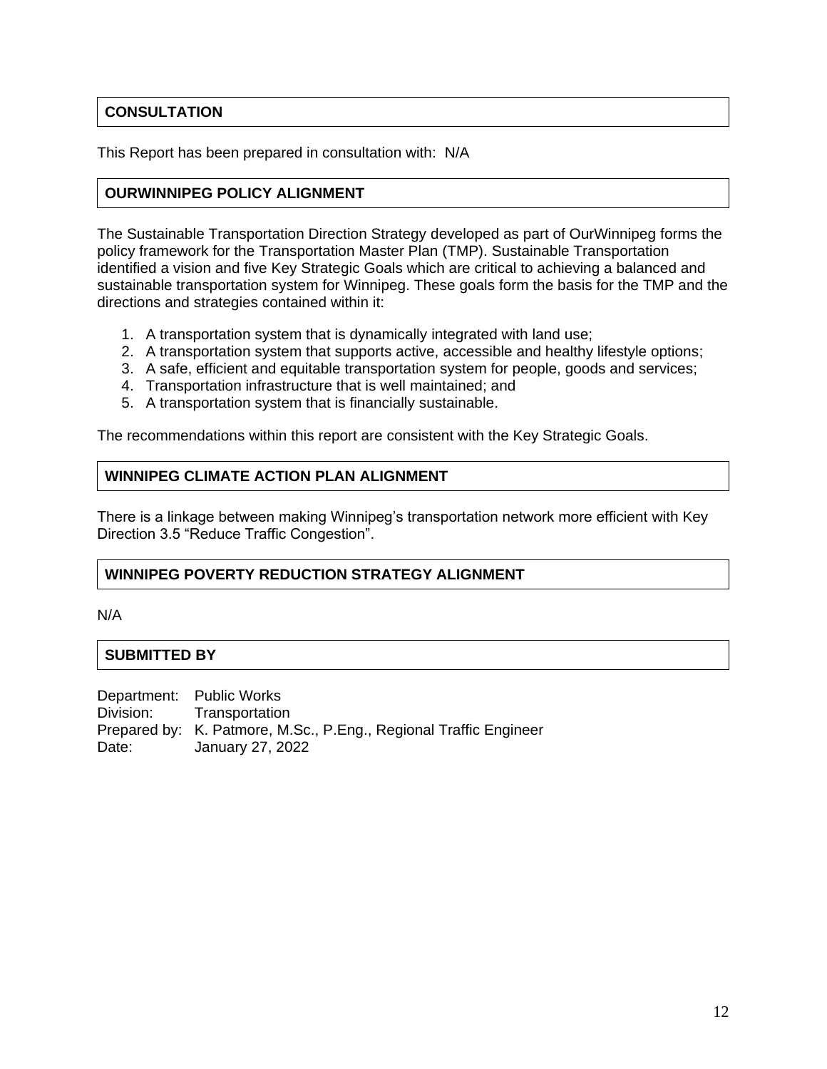## CONSULTATION

This Report has been prepared in consultation with: N/A

## OURWINNIPEG POLICY ALIGNMENT

The Sustainable Transportation Direction Strategy developed as part of OurWinnipeg forms the policy framework for the Transportation Master Plan (TMP). Sustainable Transportation identified a vision and five Key Strategic Goals which are critical to achieving a balanced and sustainable transportation system for Winnipeg. These goals form the basis for the TMP and the directions and strategies contained within it:

1. A transportation system that is dynamically integrated with land use;
2. A transportation system that supports active, accessible and healthy lifestyle options;
3. A safe, efficient and equitable transportation system for people, goods and services;
4. Transportation infrastructure that is well maintained; and
5. A transportation system that is financially sustainable.

The recommendations within this report are consistent with the Key Strategic Goals.

## WINNIPEG CLIMATE ACTION PLAN ALIGNMENT

There is a linkage between making Winnipeg's transportation network more efficient with Key Direction 3.5 "Reduce Traffic Congestion".

## WINNIPEG POVERTY REDUCTION STRATEGY ALIGNMENT

N/A

## SUBMITTED BY

Department: Public Works
Division: Transportation
Prepared by: K. Patmore, M.Sc., P.Eng., Regional Traffic Engineer
Date: January 27, 2022